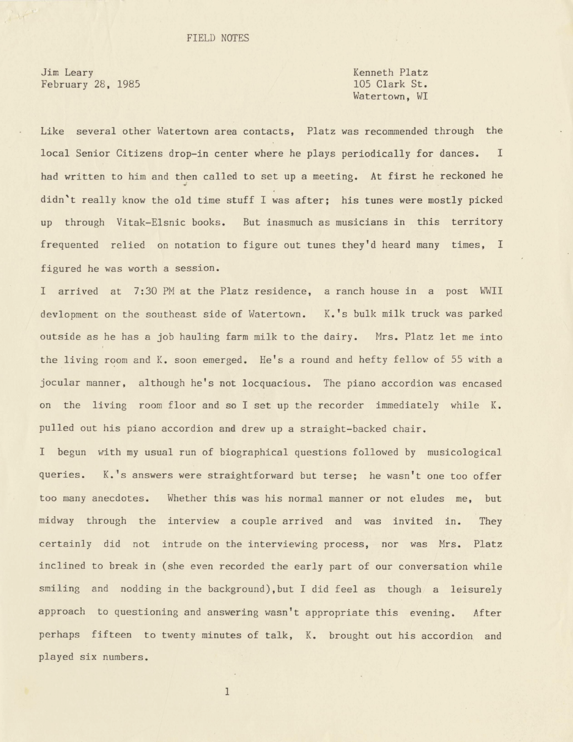# FIELD NOTES

Jim Leary
February 28, 1985

Kenneth Platz
105 Clark St.
Watertown, WI

Like several other Watertown area contacts, Platz was recommended through the local Senior Citizens drop-in center where he plays periodically for dances. I had written to him and then called to set up a meeting. At first he reckoned he didn't really know the old time stuff I was after; his tunes were mostly picked up through Vitak-Elsnic books. But inasmuch as musicians in this territory frequented relied on notation to figure out tunes they'd heard many times, I figured he was worth a session.

I arrived at 7:30 PM at the Platz residence, a ranch house in a post WWII devlopment on the southeast side of Watertown. K.'s bulk milk truck was parked outside as he has a job hauling farm milk to the dairy. Mrs. Platz let me into the living room and K. soon emerged. He's a round and hefty fellow of 55 with a jocular manner, although he's not locquacious. The piano accordion was encased on the living room floor and so I set up the recorder immediately while K. pulled out his piano accordion and drew up a straight-backed chair.

I begun with my usual run of biographical questions followed by musicological queries. K.'s answers were straightforward but terse; he wasn't one too offer too many anecdotes. Whether this was his normal manner or not eludes me, but midway through the interview a couple arrived and was invited in. They certainly did not intrude on the interviewing process, nor was Mrs. Platz inclined to break in (she even recorded the early part of our conversation while smiling and nodding in the background),but I did feel as though a leisurely approach to questioning and answering wasn't appropriate this evening. After perhaps fifteen to twenty minutes of talk, K. brought out his accordion and played six numbers.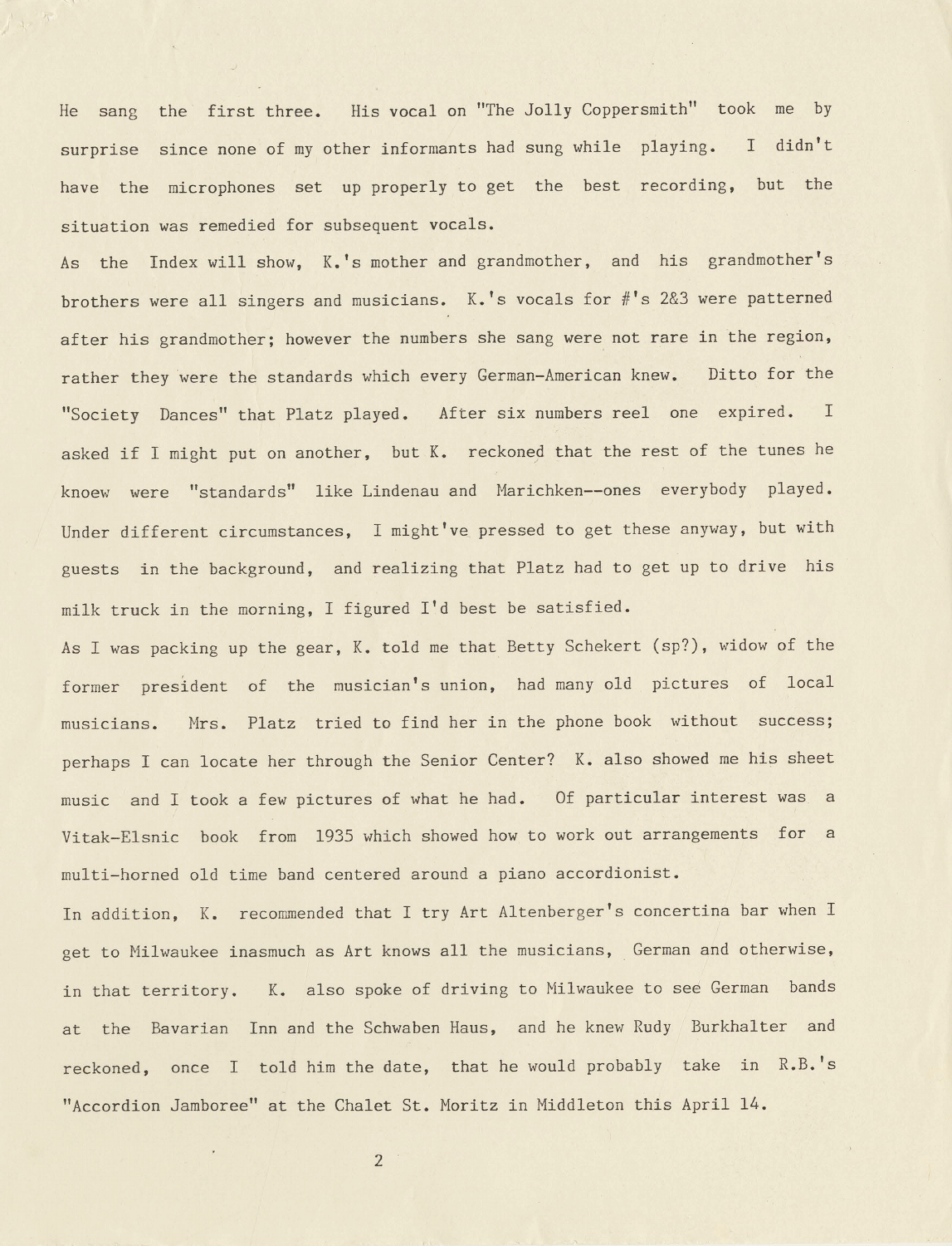He sang the first three. His vocal on "The Jolly Coppersmith" took me by surprise since none of my other informants had sung while playing. I didn't have the microphones set up properly to get the best recording, but the situation was remedied for subsequent vocals.

As the Index will show, K.'s mother and grandmother, and his grandmother's brothers were all singers and musicians. K.'s vocals for #'s 2&3 were patterned after his grandmother; however the numbers she sang were not rare in the region, rather they were the standards which every German-American knew. Ditto for the "Society Dances" that Platz played. After six numbers reel one expired. I asked if I might put on another, but K. reckoned that the rest of the tunes he knoew were "standards" like Lindenau and Marichken--ones everybody played. Under different circumstances, I might've pressed to get these anyway, but with guests in the background, and realizing that Platz had to get up to drive his milk truck in the morning, I figured I'd best be satisfied.

As I was packing up the gear, K. told me that Betty Schekert (sp?), widow of the former president of the musician's union, had many old pictures of local musicians. Mrs. Platz tried to find her in the phone book without success; perhaps I can locate her through the Senior Center? K. also showed me his sheet music and I took a few pictures of what he had. Of particular interest was a Vitak-Elsnic book from 1935 which showed how to work out arrangements for a multi-horned old time band centered around a piano accordionist.

In addition, K. recommended that I try Art Altenberger's concertina bar when I get to Milwaukee inasmuch as Art knows all the musicians, German and otherwise, in that territory. K. also spoke of driving to Milwaukee to see German bands at the Bavarian Inn and the Schwaben Haus, and he knew Rudy Burkhalter and reckoned, once I told him the date, that he would probably take in R.B.'s "Accordion Jamboree" at the Chalet St. Moritz in Middleton this April 14.